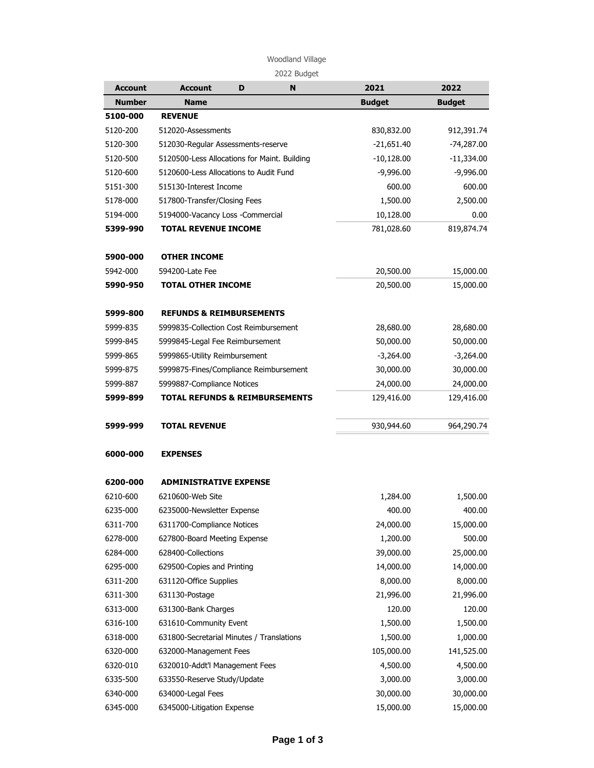Woodland Village

2022 Budget

| Account Number | Account Name | 2021 Budget | 2022 Budget |
|---|---|---|---|
| **5100-000** | **REVENUE** | | |
| 5120-200 | 512020-Assessments | 830,832.00 | 912,391.74 |
| 5120-300 | 512030-Regular Assessments-reserve | -21,651.40 | -74,287.00 |
| 5120-500 | 5120500-Less Allocations for Maint. Building | -10,128.00 | -11,334.00 |
| 5120-600 | 5120600-Less Allocations to Audit Fund | -9,996.00 | -9,996.00 |
| 5151-300 | 515130-Interest Income | 600.00 | 600.00 |
| 5178-000 | 517800-Transfer/Closing Fees | 1,500.00 | 2,500.00 |
| 5194-000 | 5194000-Vacancy Loss -Commercial | 10,128.00 | 0.00 |
| **5399-990** | **TOTAL REVENUE INCOME** | 781,028.60 | 819,874.74 |
| | | | |
| **5900-000** | **OTHER INCOME** | | |
| 5942-000 | 594200-Late Fee | 20,500.00 | 15,000.00 |
| **5990-950** | **TOTAL OTHER INCOME** | 20,500.00 | 15,000.00 |
| | | | |
| **5999-800** | **REFUNDS & REIMBURSEMENTS** | | |
| 5999-835 | 5999835-Collection Cost Reimbursement | 28,680.00 | 28,680.00 |
| 5999-845 | 5999845-Legal Fee Reimbursement | 50,000.00 | 50,000.00 |
| 5999-865 | 5999865-Utility Reimbursement | -3,264.00 | -3,264.00 |
| 5999-875 | 5999875-Fines/Compliance Reimbursement | 30,000.00 | 30,000.00 |
| 5999-887 | 5999887-Compliance Notices | 24,000.00 | 24,000.00 |
| **5999-899** | **TOTAL REFUNDS & REIMBURSEMENTS** | 129,416.00 | 129,416.00 |
| | | | |
| **5999-999** | **TOTAL REVENUE** | 930,944.60 | 964,290.74 |
| | | | |
| **6000-000** | **EXPENSES** | | |
| | | | |
| **6200-000** | **ADMINISTRATIVE EXPENSE** | | |
| 6210-600 | 6210600-Web Site | 1,284.00 | 1,500.00 |
| 6235-000 | 6235000-Newsletter Expense | 400.00 | 400.00 |
| 6311-700 | 6311700-Compliance Notices | 24,000.00 | 15,000.00 |
| 6278-000 | 627800-Board Meeting Expense | 1,200.00 | 500.00 |
| 6284-000 | 628400-Collections | 39,000.00 | 25,000.00 |
| 6295-000 | 629500-Copies and Printing | 14,000.00 | 14,000.00 |
| 6311-200 | 631120-Office Supplies | 8,000.00 | 8,000.00 |
| 6311-300 | 631130-Postage | 21,996.00 | 21,996.00 |
| 6313-000 | 631300-Bank Charges | 120.00 | 120.00 |
| 6316-100 | 631610-Community Event | 1,500.00 | 1,500.00 |
| 6318-000 | 631800-Secretarial Minutes / Translations | 1,500.00 | 1,000.00 |
| 6320-000 | 632000-Management Fees | 105,000.00 | 141,525.00 |
| 6320-010 | 6320010-Addt'l Management Fees | 4,500.00 | 4,500.00 |
| 6335-500 | 633550-Reserve Study/Update | 3,000.00 | 3,000.00 |
| 6340-000 | 634000-Legal Fees | 30,000.00 | 30,000.00 |
| 6345-000 | 6345000-Litigation Expense | 15,000.00 | 15,000.00 |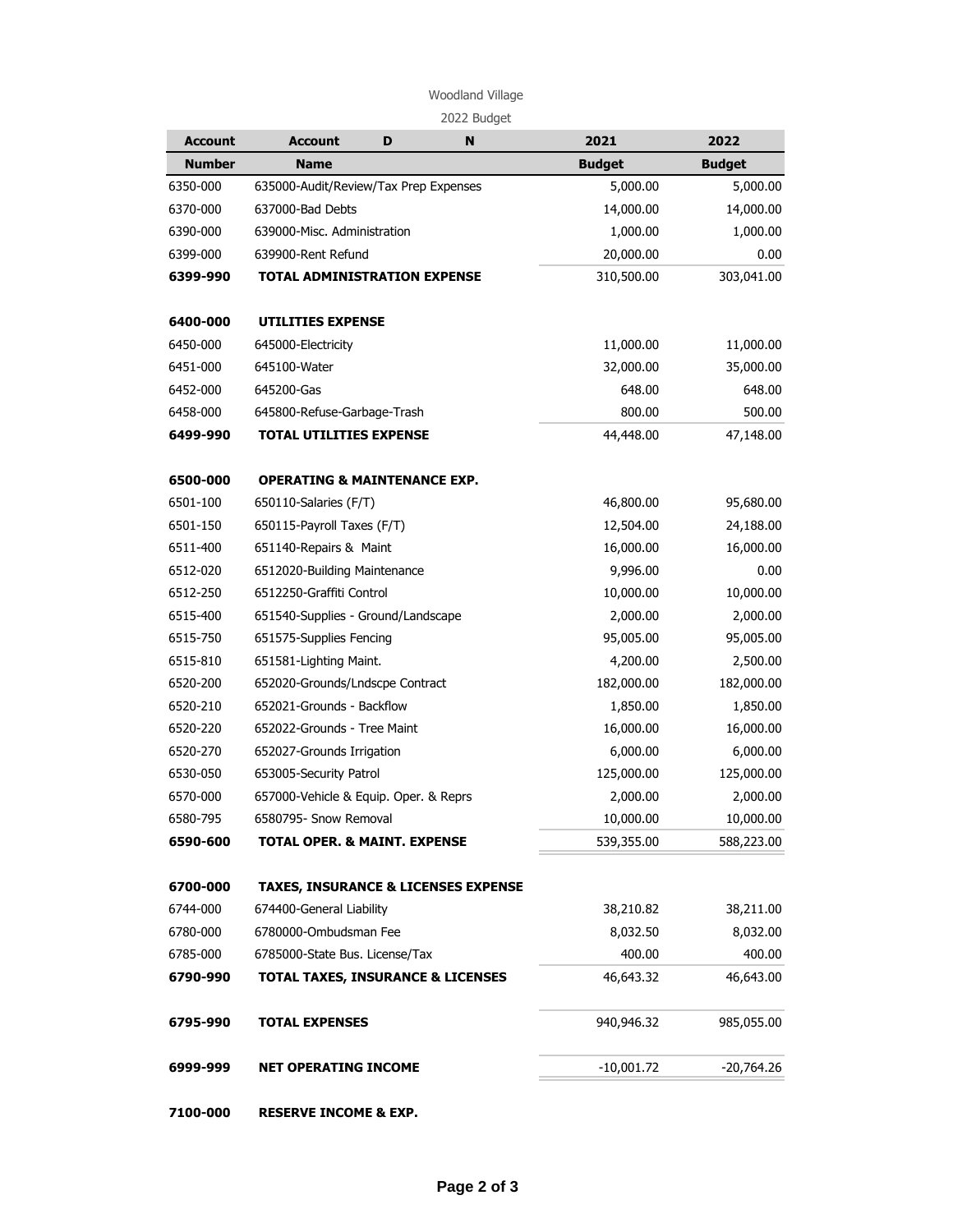Woodland Village

2022 Budget

| Account Number | Account Name D N | 2021 Budget | 2022 Budget |
|---|---|---|---|
| 6350-000 | 635000-Audit/Review/Tax Prep Expenses | 5,000.00 | 5,000.00 |
| 6370-000 | 637000-Bad Debts | 14,000.00 | 14,000.00 |
| 6390-000 | 639000-Misc. Administration | 1,000.00 | 1,000.00 |
| 6399-000 | 639900-Rent Refund | 20,000.00 | 0.00 |
| **6399-990** | **TOTAL ADMINISTRATION EXPENSE** | 310,500.00 | 303,041.00 |
| | | | |
| **6400-000** | **UTILITIES EXPENSE** | | |
| 6450-000 | 645000-Electricity | 11,000.00 | 11,000.00 |
| 6451-000 | 645100-Water | 32,000.00 | 35,000.00 |
| 6452-000 | 645200-Gas | 648.00 | 648.00 |
| 6458-000 | 645800-Refuse-Garbage-Trash | 800.00 | 500.00 |
| **6499-990** | **TOTAL UTILITIES EXPENSE** | 44,448.00 | 47,148.00 |
| | | | |
| **6500-000** | **OPERATING & MAINTENANCE EXP.** | | |
| 6501-100 | 650110-Salaries (F/T) | 46,800.00 | 95,680.00 |
| 6501-150 | 650115-Payroll Taxes (F/T) | 12,504.00 | 24,188.00 |
| 6511-400 | 651140-Repairs & Maint | 16,000.00 | 16,000.00 |
| 6512-020 | 6512020-Building Maintenance | 9,996.00 | 0.00 |
| 6512-250 | 6512250-Graffiti Control | 10,000.00 | 10,000.00 |
| 6515-400 | 651540-Supplies - Ground/Landscape | 2,000.00 | 2,000.00 |
| 6515-750 | 651575-Supplies Fencing | 95,005.00 | 95,005.00 |
| 6515-810 | 651581-Lighting Maint. | 4,200.00 | 2,500.00 |
| 6520-200 | 652020-Grounds/Lndscpe Contract | 182,000.00 | 182,000.00 |
| 6520-210 | 652021-Grounds - Backflow | 1,850.00 | 1,850.00 |
| 6520-220 | 652022-Grounds - Tree Maint | 16,000.00 | 16,000.00 |
| 6520-270 | 652027-Grounds Irrigation | 6,000.00 | 6,000.00 |
| 6530-050 | 653005-Security Patrol | 125,000.00 | 125,000.00 |
| 6570-000 | 657000-Vehicle & Equip. Oper. & Reprs | 2,000.00 | 2,000.00 |
| 6580-795 | 6580795- Snow Removal | 10,000.00 | 10,000.00 |
| **6590-600** | **TOTAL OPER. & MAINT. EXPENSE** | 539,355.00 | 588,223.00 |
| | | | |
| **6700-000** | **TAXES, INSURANCE & LICENSES EXPENSE** | | |
| 6744-000 | 674400-General Liability | 38,210.82 | 38,211.00 |
| 6780-000 | 6780000-Ombudsman Fee | 8,032.50 | 8,032.00 |
| 6785-000 | 6785000-State Bus. License/Tax | 400.00 | 400.00 |
| **6790-990** | **TOTAL TAXES, INSURANCE & LICENSES** | 46,643.32 | 46,643.00 |
| | | | |
| **6795-990** | **TOTAL EXPENSES** | 940,946.32 | 985,055.00 |
| | | | |
| **6999-999** | **NET OPERATING INCOME** | -10,001.72 | -20,764.26 |
| | | | |
| **7100-000** | **RESERVE INCOME & EXP.** | | |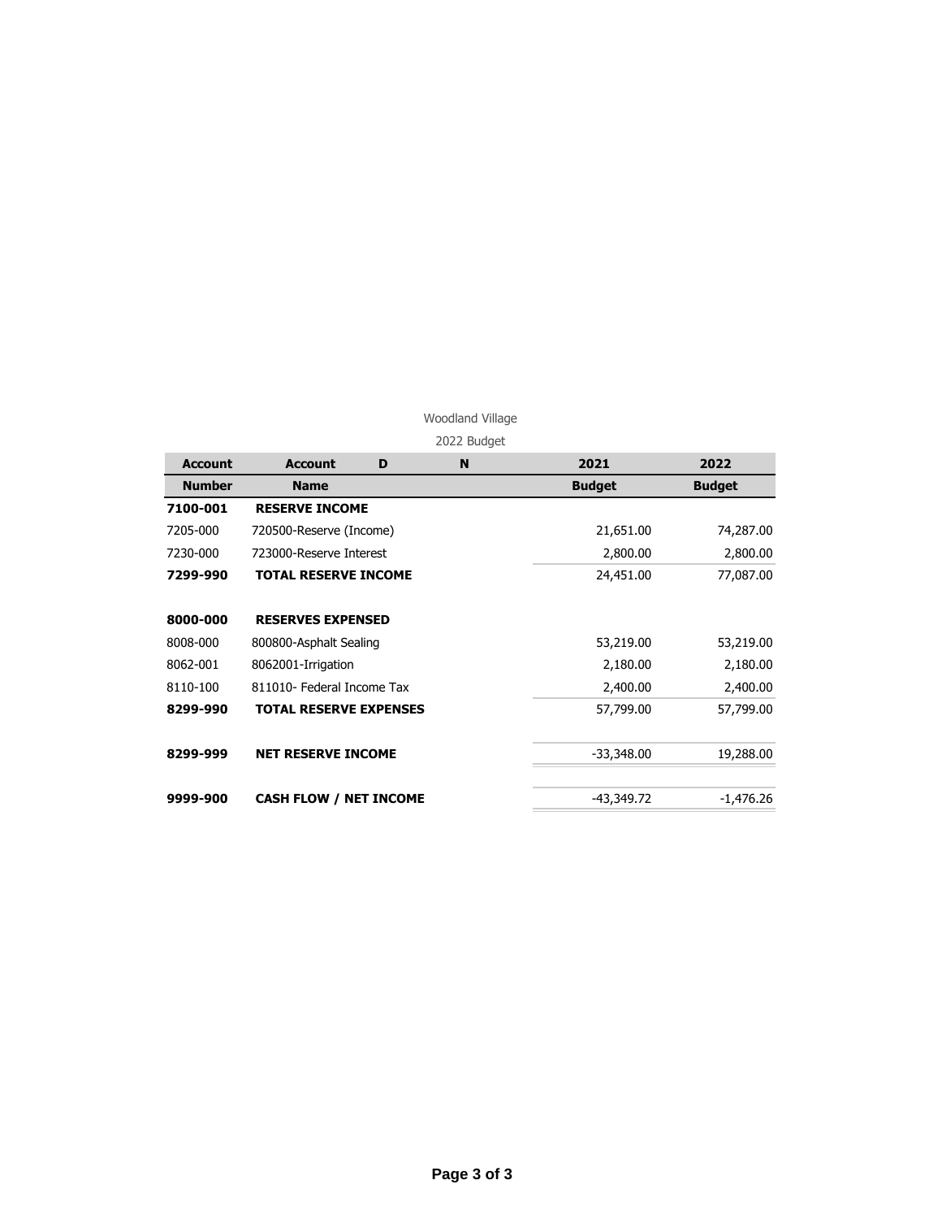Woodland Village

2022 Budget

| Account Number | Account Name | D | N | 2021 Budget | 2022 Budget |
|---|---|---|---|---|---|
| **7100-001** | **RESERVE INCOME** | | | | |
| 7205-000 | 720500-Reserve (Income) | | | 21,651.00 | 74,287.00 |
| 7230-000 | 723000-Reserve Interest | | | 2,800.00 | 2,800.00 |
| **7299-990** | **TOTAL RESERVE INCOME** | | | 24,451.00 | 77,087.00 |
| | | | | | |
| **8000-000** | **RESERVES EXPENSED** | | | | |
| 8008-000 | 800800-Asphalt Sealing | | | 53,219.00 | 53,219.00 |
| 8062-001 | 8062001-Irrigation | | | 2,180.00 | 2,180.00 |
| 8110-100 | 811010- Federal Income Tax | | | 2,400.00 | 2,400.00 |
| **8299-990** | **TOTAL RESERVE EXPENSES** | | | 57,799.00 | 57,799.00 |
| | | | | | |
| **8299-999** | **NET RESERVE INCOME** | | | -33,348.00 | 19,288.00 |
| | | | | | |
| **9999-900** | **CASH FLOW / NET INCOME** | | | -43,349.72 | -1,476.26 |